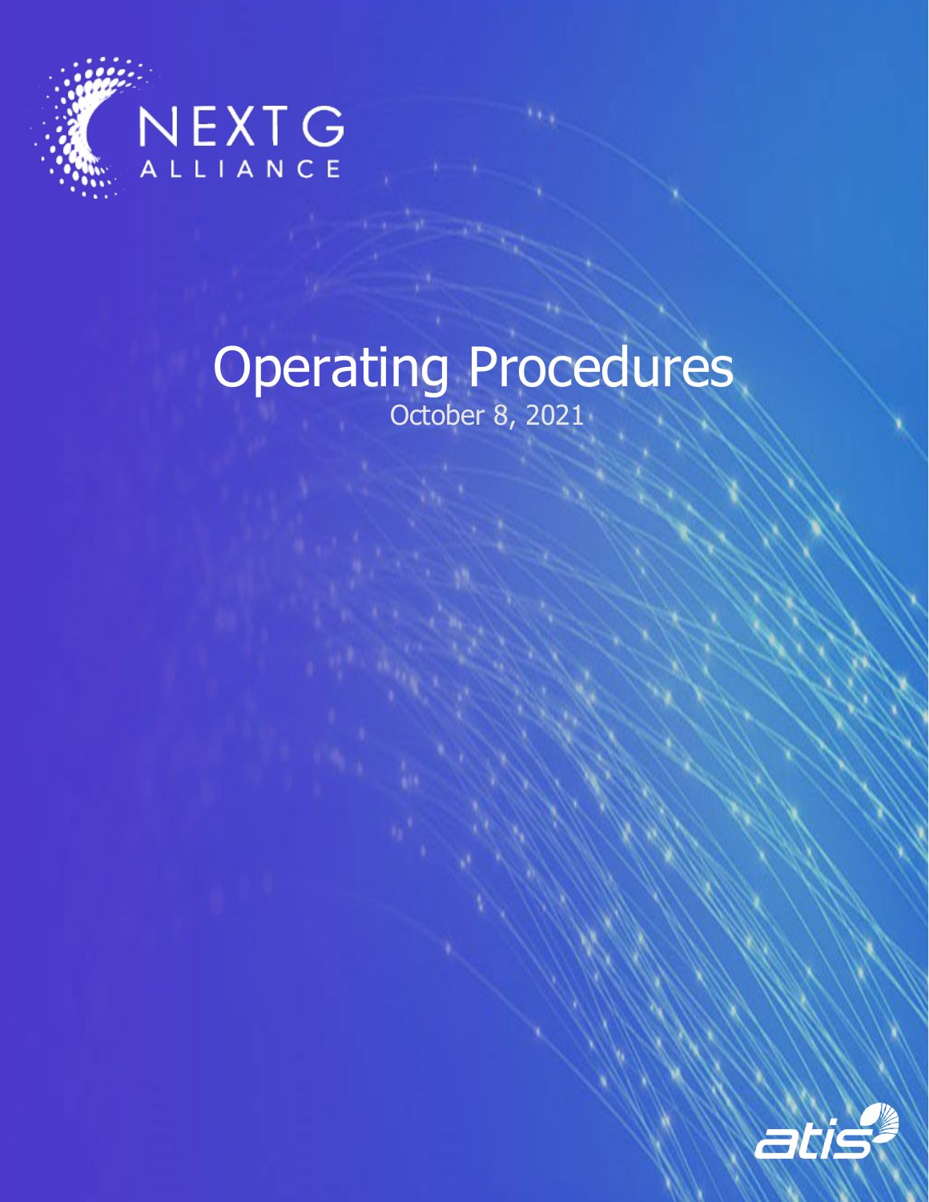NEXT G ALLIANCE

# Operating Procedures

October 8, 2021

atis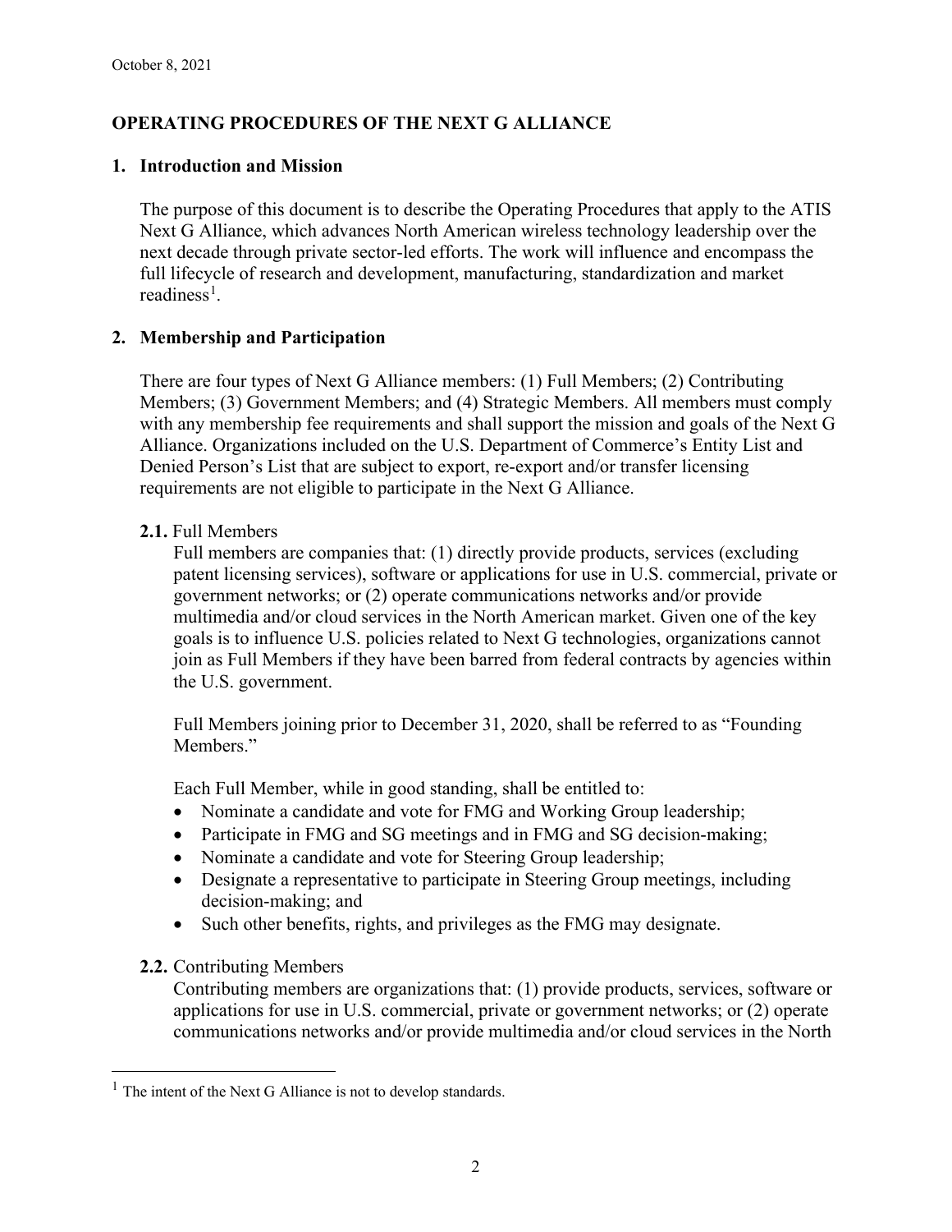October 8, 2021

# OPERATING PROCEDURES OF THE NEXT G ALLIANCE

## 1. Introduction and Mission

The purpose of this document is to describe the Operating Procedures that apply to the ATIS Next G Alliance, which advances North American wireless technology leadership over the next decade through private sector-led efforts. The work will influence and encompass the full lifecycle of research and development, manufacturing, standardization and market readiness[1].

## 2. Membership and Participation

There are four types of Next G Alliance members: (1) Full Members; (2) Contributing Members; (3) Government Members; and (4) Strategic Members. All members must comply with any membership fee requirements and shall support the mission and goals of the Next G Alliance. Organizations included on the U.S. Department of Commerce's Entity List and Denied Person's List that are subject to export, re-export and/or transfer licensing requirements are not eligible to participate in the Next G Alliance.

### 2.1. Full Members

Full members are companies that: (1) directly provide products, services (excluding patent licensing services), software or applications for use in U.S. commercial, private or government networks; or (2) operate communications networks and/or provide multimedia and/or cloud services in the North American market. Given one of the key goals is to influence U.S. policies related to Next G technologies, organizations cannot join as Full Members if they have been barred from federal contracts by agencies within the U.S. government.

Full Members joining prior to December 31, 2020, shall be referred to as "Founding Members."

Each Full Member, while in good standing, shall be entitled to:

- Nominate a candidate and vote for FMG and Working Group leadership;
- Participate in FMG and SG meetings and in FMG and SG decision-making;
- Nominate a candidate and vote for Steering Group leadership;
- Designate a representative to participate in Steering Group meetings, including decision-making; and
- Such other benefits, rights, and privileges as the FMG may designate.

### 2.2. Contributing Members

Contributing members are organizations that: (1) provide products, services, software or applications for use in U.S. commercial, private or government networks; or (2) operate communications networks and/or provide multimedia and/or cloud services in the North

[1] The intent of the Next G Alliance is not to develop standards.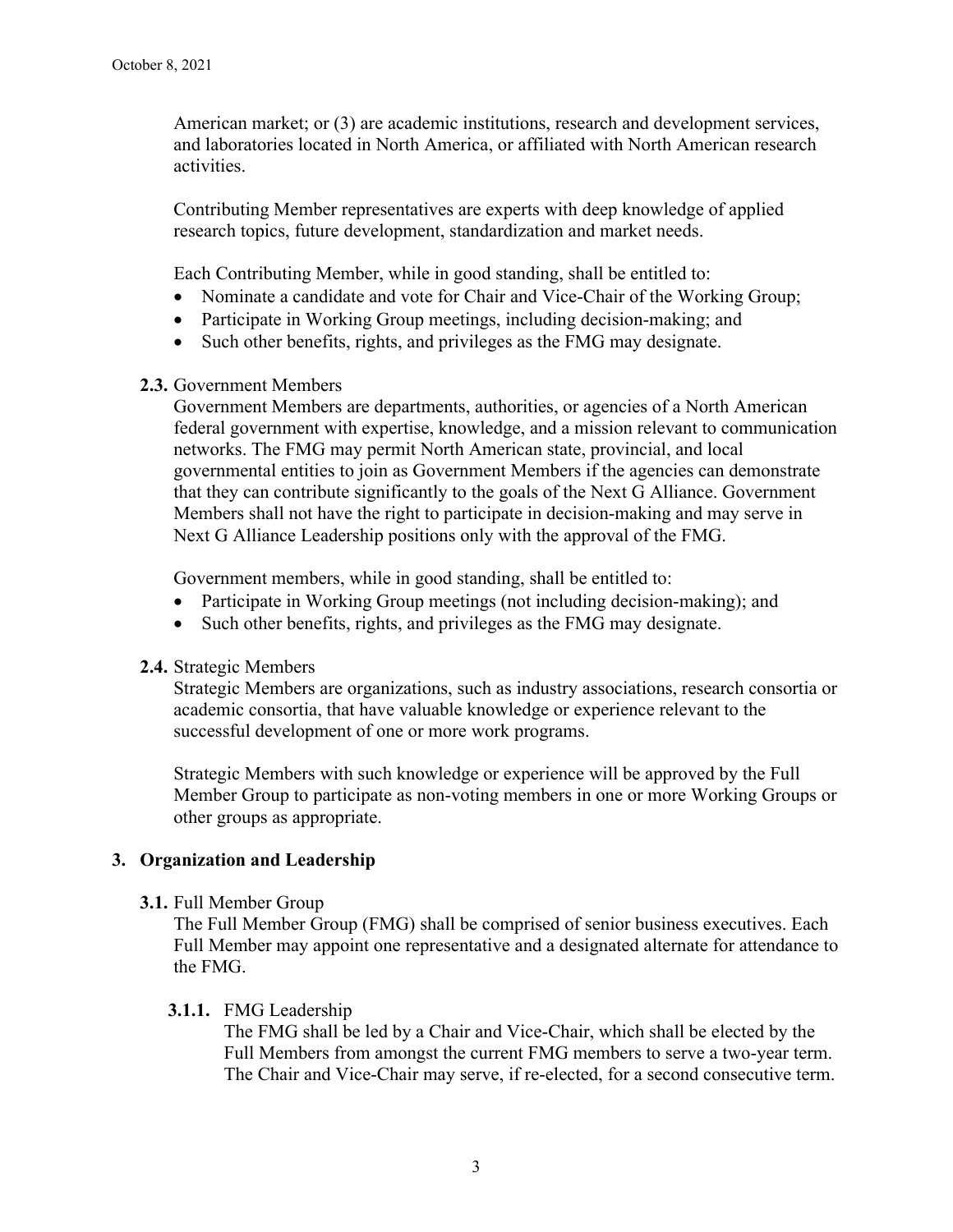American market; or (3) are academic institutions, research and development services, and laboratories located in North America, or affiliated with North American research activities.

Contributing Member representatives are experts with deep knowledge of applied research topics, future development, standardization and market needs.

Each Contributing Member, while in good standing, shall be entitled to:

- Nominate a candidate and vote for Chair and Vice-Chair of the Working Group;
- Participate in Working Group meetings, including decision-making; and
- Such other benefits, rights, and privileges as the FMG may designate.

**2.3.** Government Members

Government Members are departments, authorities, or agencies of a North American federal government with expertise, knowledge, and a mission relevant to communication networks. The FMG may permit North American state, provincial, and local governmental entities to join as Government Members if the agencies can demonstrate that they can contribute significantly to the goals of the Next G Alliance. Government Members shall not have the right to participate in decision-making and may serve in Next G Alliance Leadership positions only with the approval of the FMG.

Government members, while in good standing, shall be entitled to:

- Participate in Working Group meetings (not including decision-making); and
- Such other benefits, rights, and privileges as the FMG may designate.

**2.4.** Strategic Members

Strategic Members are organizations, such as industry associations, research consortia or academic consortia, that have valuable knowledge or experience relevant to the successful development of one or more work programs.

Strategic Members with such knowledge or experience will be approved by the Full Member Group to participate as non-voting members in one or more Working Groups or other groups as appropriate.

## 3. Organization and Leadership

**3.1.** Full Member Group

The Full Member Group (FMG) shall be comprised of senior business executives. Each Full Member may appoint one representative and a designated alternate for attendance to the FMG.

**3.1.1.** FMG Leadership

The FMG shall be led by a Chair and Vice-Chair, which shall be elected by the Full Members from amongst the current FMG members to serve a two-year term. The Chair and Vice-Chair may serve, if re-elected, for a second consecutive term.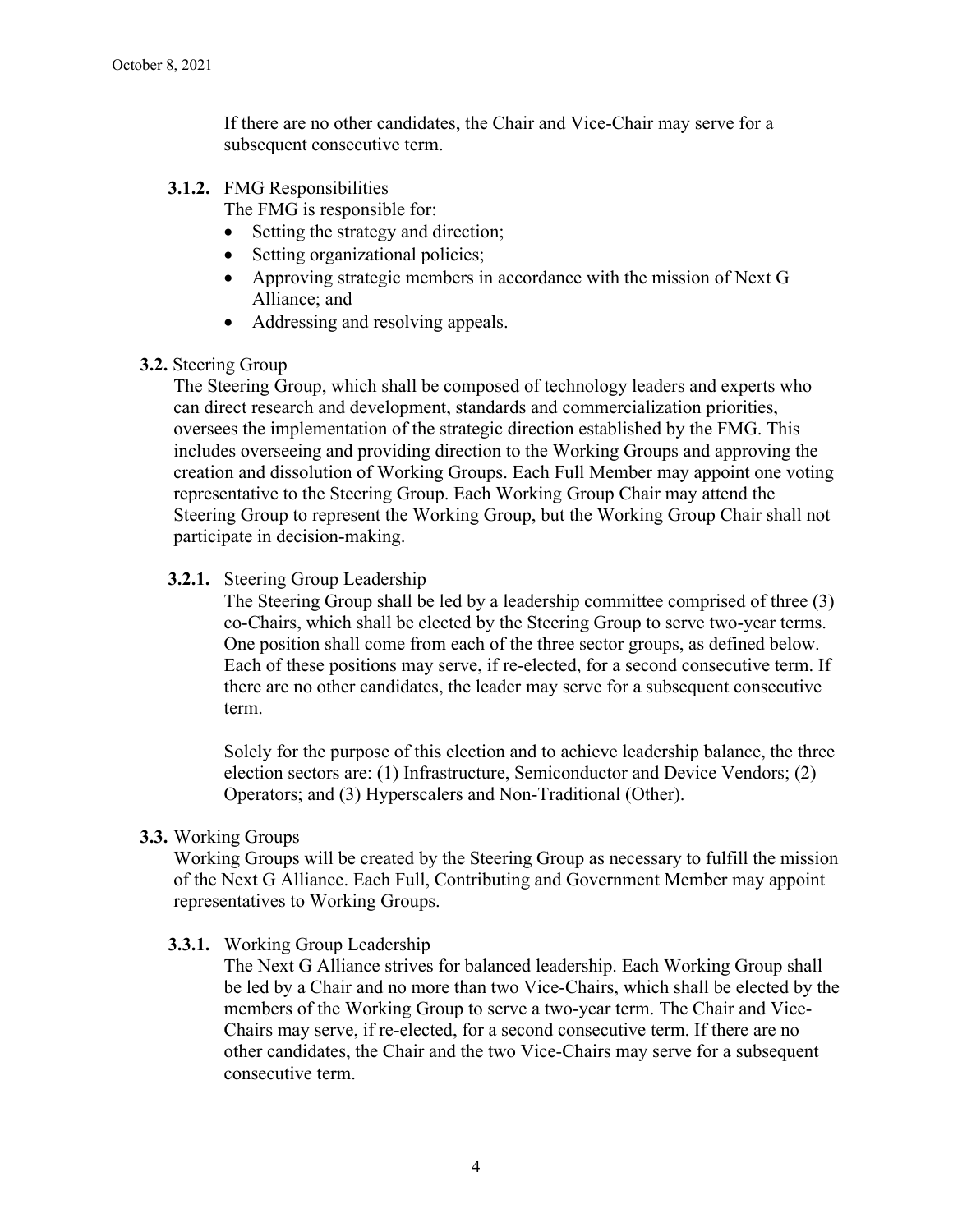If there are no other candidates, the Chair and Vice-Chair may serve for a subsequent consecutive term.

#### **3.1.2.** FMG Responsibilities

The FMG is responsible for:

- Setting the strategy and direction;
- Setting organizational policies;
- Approving strategic members in accordance with the mission of Next G Alliance; and
- Addressing and resolving appeals.

### **3.2.** Steering Group

The Steering Group, which shall be composed of technology leaders and experts who can direct research and development, standards and commercialization priorities, oversees the implementation of the strategic direction established by the FMG. This includes overseeing and providing direction to the Working Groups and approving the creation and dissolution of Working Groups. Each Full Member may appoint one voting representative to the Steering Group. Each Working Group Chair may attend the Steering Group to represent the Working Group, but the Working Group Chair shall not participate in decision-making.

#### **3.2.1.** Steering Group Leadership

The Steering Group shall be led by a leadership committee comprised of three (3) co-Chairs, which shall be elected by the Steering Group to serve two-year terms. One position shall come from each of the three sector groups, as defined below. Each of these positions may serve, if re-elected, for a second consecutive term. If there are no other candidates, the leader may serve for a subsequent consecutive term.

Solely for the purpose of this election and to achieve leadership balance, the three election sectors are: (1) Infrastructure, Semiconductor and Device Vendors; (2) Operators; and (3) Hyperscalers and Non-Traditional (Other).

### **3.3.** Working Groups

Working Groups will be created by the Steering Group as necessary to fulfill the mission of the Next G Alliance. Each Full, Contributing and Government Member may appoint representatives to Working Groups.

#### **3.3.1.** Working Group Leadership

The Next G Alliance strives for balanced leadership. Each Working Group shall be led by a Chair and no more than two Vice-Chairs, which shall be elected by the members of the Working Group to serve a two-year term. The Chair and Vice-Chairs may serve, if re-elected, for a second consecutive term. If there are no other candidates, the Chair and the two Vice-Chairs may serve for a subsequent consecutive term.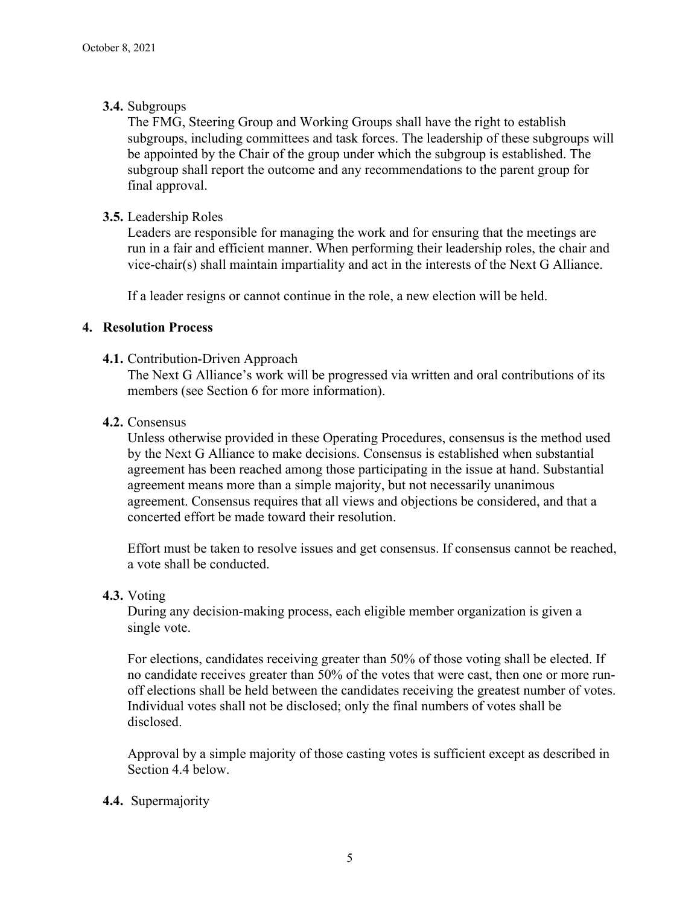**3.4.** Subgroups

The FMG, Steering Group and Working Groups shall have the right to establish subgroups, including committees and task forces. The leadership of these subgroups will be appointed by the Chair of the group under which the subgroup is established. The subgroup shall report the outcome and any recommendations to the parent group for final approval.

**3.5.** Leadership Roles

Leaders are responsible for managing the work and for ensuring that the meetings are run in a fair and efficient manner. When performing their leadership roles, the chair and vice-chair(s) shall maintain impartiality and act in the interests of the Next G Alliance.

If a leader resigns or cannot continue in the role, a new election will be held.

## 4. Resolution Process

**4.1.** Contribution-Driven Approach

The Next G Alliance's work will be progressed via written and oral contributions of its members (see Section 6 for more information).

**4.2.** Consensus

Unless otherwise provided in these Operating Procedures, consensus is the method used by the Next G Alliance to make decisions. Consensus is established when substantial agreement has been reached among those participating in the issue at hand. Substantial agreement means more than a simple majority, but not necessarily unanimous agreement. Consensus requires that all views and objections be considered, and that a concerted effort be made toward their resolution.

Effort must be taken to resolve issues and get consensus. If consensus cannot be reached, a vote shall be conducted.

**4.3.** Voting

During any decision-making process, each eligible member organization is given a single vote.

For elections, candidates receiving greater than 50% of those voting shall be elected. If no candidate receives greater than 50% of the votes that were cast, then one or more run-off elections shall be held between the candidates receiving the greatest number of votes. Individual votes shall not be disclosed; only the final numbers of votes shall be disclosed.

Approval by a simple majority of those casting votes is sufficient except as described in Section 4.4 below.

**4.4.** Supermajority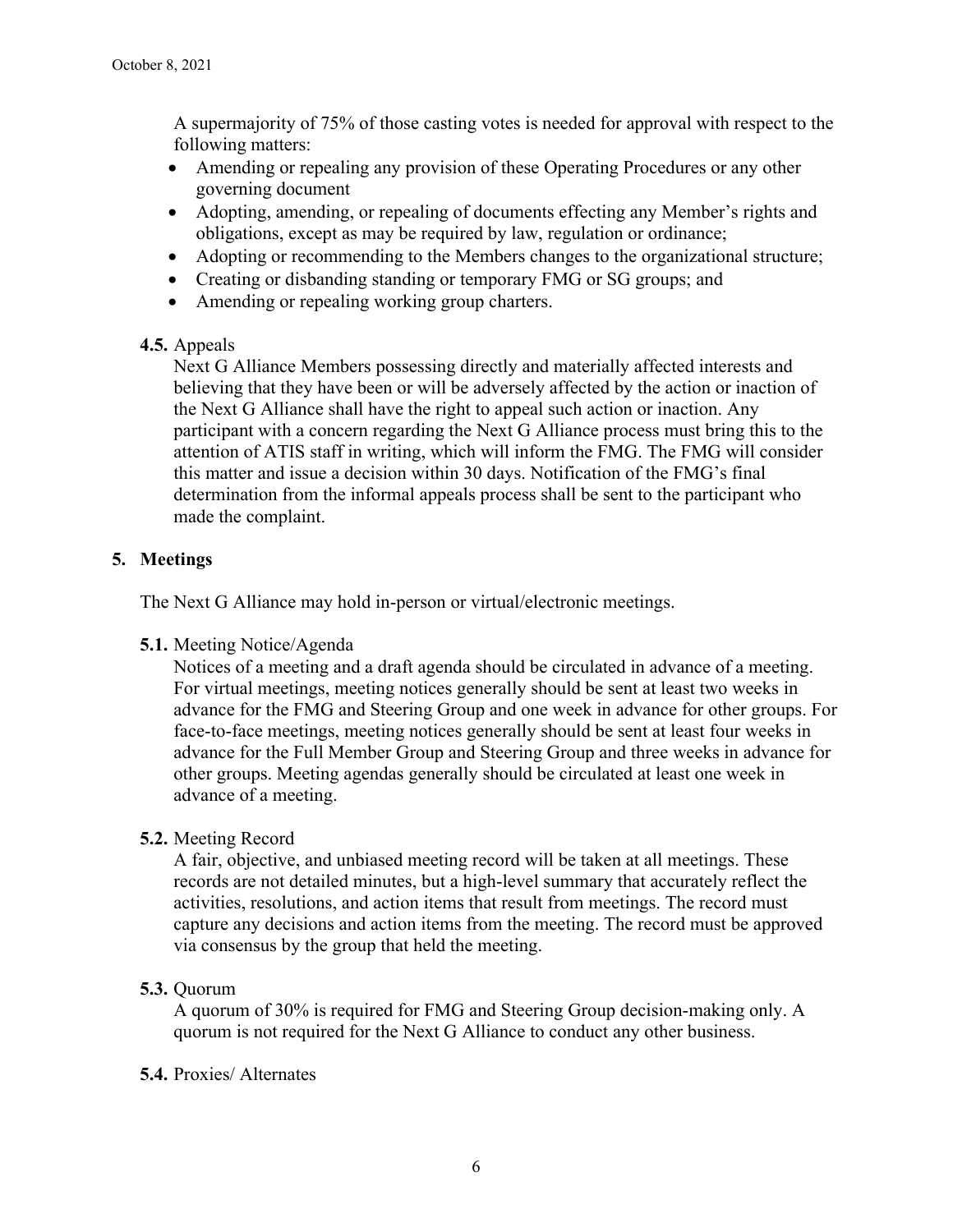A supermajority of 75% of those casting votes is needed for approval with respect to the following matters:

- Amending or repealing any provision of these Operating Procedures or any other governing document
- Adopting, amending, or repealing of documents effecting any Member's rights and obligations, except as may be required by law, regulation or ordinance;
- Adopting or recommending to the Members changes to the organizational structure;
- Creating or disbanding standing or temporary FMG or SG groups; and
- Amending or repealing working group charters.

**4.5.** Appeals

Next G Alliance Members possessing directly and materially affected interests and believing that they have been or will be adversely affected by the action or inaction of the Next G Alliance shall have the right to appeal such action or inaction. Any participant with a concern regarding the Next G Alliance process must bring this to the attention of ATIS staff in writing, which will inform the FMG. The FMG will consider this matter and issue a decision within 30 days. Notification of the FMG's final determination from the informal appeals process shall be sent to the participant who made the complaint.

## 5. Meetings

The Next G Alliance may hold in-person or virtual/electronic meetings.

**5.1.** Meeting Notice/Agenda

Notices of a meeting and a draft agenda should be circulated in advance of a meeting. For virtual meetings, meeting notices generally should be sent at least two weeks in advance for the FMG and Steering Group and one week in advance for other groups. For face-to-face meetings, meeting notices generally should be sent at least four weeks in advance for the Full Member Group and Steering Group and three weeks in advance for other groups. Meeting agendas generally should be circulated at least one week in advance of a meeting.

**5.2.** Meeting Record

A fair, objective, and unbiased meeting record will be taken at all meetings. These records are not detailed minutes, but a high-level summary that accurately reflect the activities, resolutions, and action items that result from meetings. The record must capture any decisions and action items from the meeting. The record must be approved via consensus by the group that held the meeting.

**5.3.** Quorum

A quorum of 30% is required for FMG and Steering Group decision-making only. A quorum is not required for the Next G Alliance to conduct any other business.

**5.4.** Proxies/ Alternates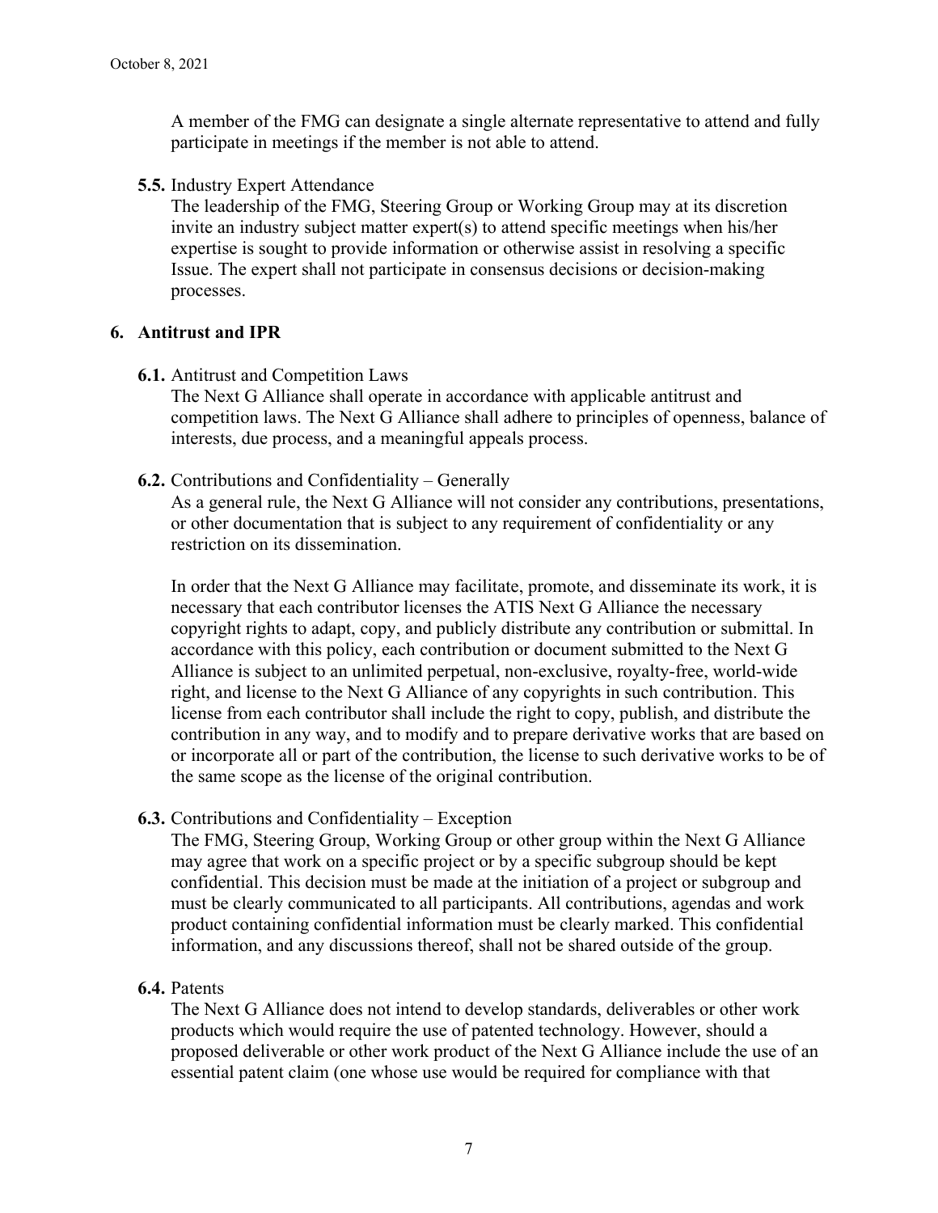A member of the FMG can designate a single alternate representative to attend and fully participate in meetings if the member is not able to attend.

**5.5.** Industry Expert Attendance

The leadership of the FMG, Steering Group or Working Group may at its discretion invite an industry subject matter expert(s) to attend specific meetings when his/her expertise is sought to provide information or otherwise assist in resolving a specific Issue. The expert shall not participate in consensus decisions or decision-making processes.

## 6. Antitrust and IPR

**6.1.** Antitrust and Competition Laws

The Next G Alliance shall operate in accordance with applicable antitrust and competition laws. The Next G Alliance shall adhere to principles of openness, balance of interests, due process, and a meaningful appeals process.

**6.2.** Contributions and Confidentiality – Generally

As a general rule, the Next G Alliance will not consider any contributions, presentations, or other documentation that is subject to any requirement of confidentiality or any restriction on its dissemination.

In order that the Next G Alliance may facilitate, promote, and disseminate its work, it is necessary that each contributor licenses the ATIS Next G Alliance the necessary copyright rights to adapt, copy, and publicly distribute any contribution or submittal. In accordance with this policy, each contribution or document submitted to the Next G Alliance is subject to an unlimited perpetual, non-exclusive, royalty-free, world-wide right, and license to the Next G Alliance of any copyrights in such contribution. This license from each contributor shall include the right to copy, publish, and distribute the contribution in any way, and to modify and to prepare derivative works that are based on or incorporate all or part of the contribution, the license to such derivative works to be of the same scope as the license of the original contribution.

**6.3.** Contributions and Confidentiality – Exception

The FMG, Steering Group, Working Group or other group within the Next G Alliance may agree that work on a specific project or by a specific subgroup should be kept confidential. This decision must be made at the initiation of a project or subgroup and must be clearly communicated to all participants. All contributions, agendas and work product containing confidential information must be clearly marked. This confidential information, and any discussions thereof, shall not be shared outside of the group.

**6.4.** Patents

The Next G Alliance does not intend to develop standards, deliverables or other work products which would require the use of patented technology. However, should a proposed deliverable or other work product of the Next G Alliance include the use of an essential patent claim (one whose use would be required for compliance with that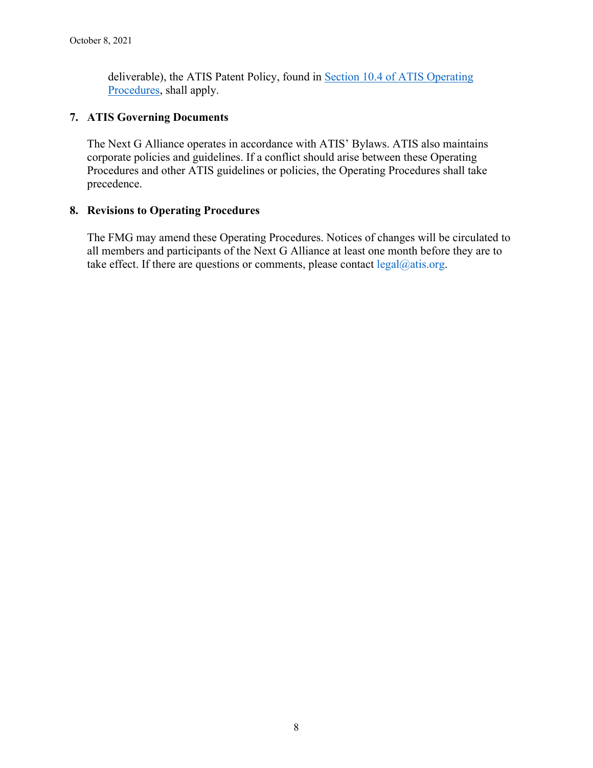deliverable), the ATIS Patent Policy, found in Section 10.4 of ATIS Operating Procedures, shall apply.

## 7. ATIS Governing Documents

The Next G Alliance operates in accordance with ATIS' Bylaws. ATIS also maintains corporate policies and guidelines. If a conflict should arise between these Operating Procedures and other ATIS guidelines or policies, the Operating Procedures shall take precedence.

## 8. Revisions to Operating Procedures

The FMG may amend these Operating Procedures. Notices of changes will be circulated to all members and participants of the Next G Alliance at least one month before they are to take effect. If there are questions or comments, please contact legal@atis.org.